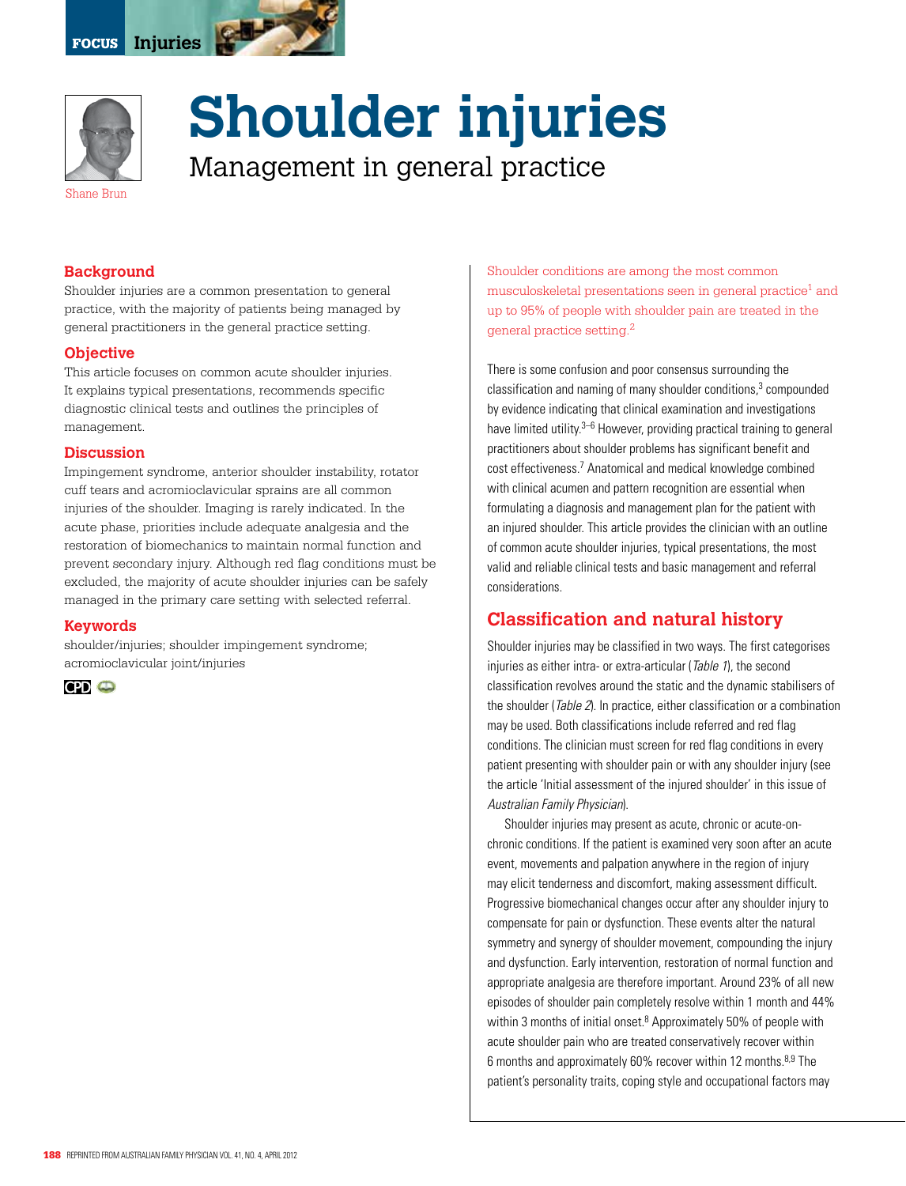# Shoulder injuries

## Management in general practice

Shane Brun

### Background

Shoulder injuries are a common presentation to general practice, with the majority of patients being managed by general practitioners in the general practice setting.

### Objective

This article focuses on common acute shoulder injuries. It explains typical presentations, recommends specific diagnostic clinical tests and outlines the principles of management.

### Discussion

Impingement syndrome, anterior shoulder instability, rotator cuff tears and acromioclavicular sprains are all common injuries of the shoulder. Imaging is rarely indicated. In the acute phase, priorities include adequate analgesia and the restoration of biomechanics to maintain normal function and prevent secondary injury. Although red flag conditions must be excluded, the majority of acute shoulder injuries can be safely managed in the primary care setting with selected referral.

### Keywords

shoulder/injuries; shoulder impingement syndrome; acromioclavicular joint/injuries

CPD

Shoulder conditions are among the most common musculoskeletal presentations seen in general practice[1] and up to 95% of people with shoulder pain are treated in the general practice setting.[2]

There is some confusion and poor consensus surrounding the classification and naming of many shoulder conditions,[3] compounded by evidence indicating that clinical examination and investigations have limited utility.[3–6] However, providing practical training to general practitioners about shoulder problems has significant benefit and cost effectiveness.[7] Anatomical and medical knowledge combined with clinical acumen and pattern recognition are essential when formulating a diagnosis and management plan for the patient with an injured shoulder. This article provides the clinician with an outline of common acute shoulder injuries, typical presentations, the most valid and reliable clinical tests and basic management and referral considerations.

## Classification and natural history

Shoulder injuries may be classified in two ways. The first categorises injuries as either intra- or extra-articular (*Table 1*), the second classification revolves around the static and the dynamic stabilisers of the shoulder (*Table 2*). In practice, either classification or a combination may be used. Both classifications include referred and red flag conditions. The clinician must screen for red flag conditions in every patient presenting with shoulder pain or with any shoulder injury (see the article 'Initial assessment of the injured shoulder' in this issue of *Australian Family Physician*).

Shoulder injuries may present as acute, chronic or acute-on-chronic conditions. If the patient is examined very soon after an acute event, movements and palpation anywhere in the region of injury may elicit tenderness and discomfort, making assessment difficult. Progressive biomechanical changes occur after any shoulder injury to compensate for pain or dysfunction. These events alter the natural symmetry and synergy of shoulder movement, compounding the injury and dysfunction. Early intervention, restoration of normal function and appropriate analgesia are therefore important. Around 23% of all new episodes of shoulder pain completely resolve within 1 month and 44% within 3 months of initial onset.[8] Approximately 50% of people with acute shoulder pain who are treated conservatively recover within 6 months and approximately 60% recover within 12 months.[8,9] The patient's personality traits, coping style and occupational factors may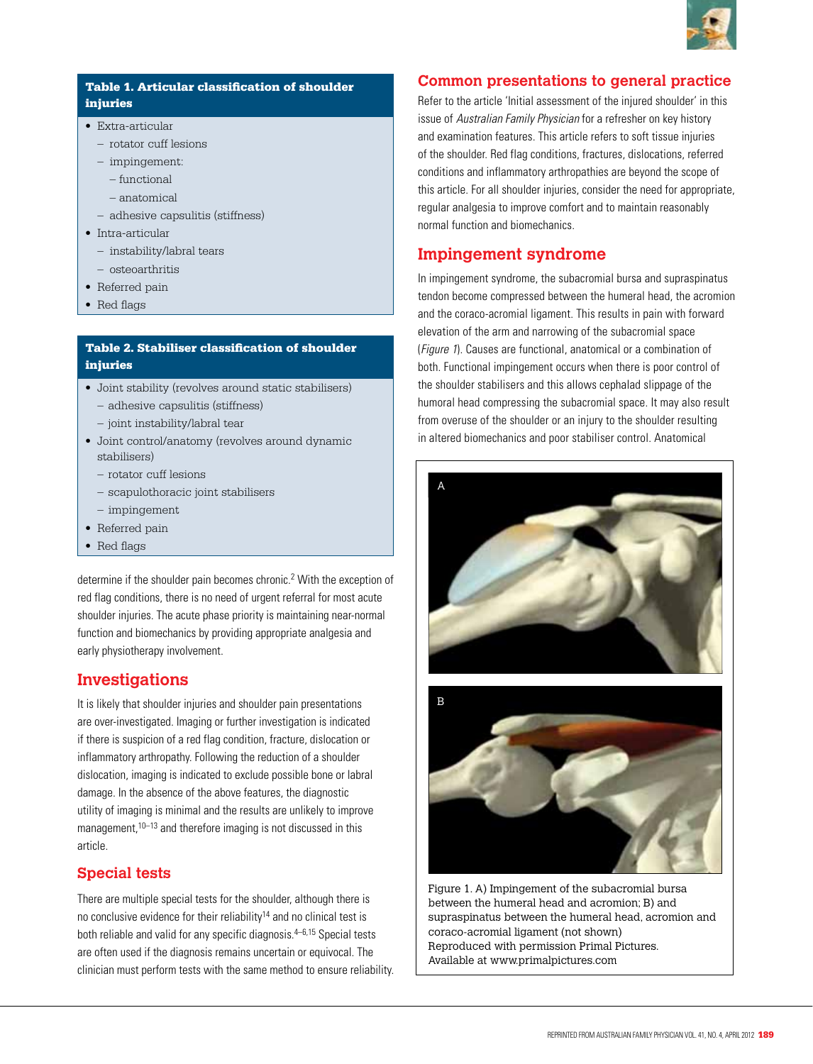**Table 1. Articular classification of shoulder injuries**

- Extra-articular
  - rotator cuff lesions
  - impingement:
    - functional
    - anatomical
  - adhesive capsulitis (stiffness)
- Intra-articular
  - instability/labral tears
  - osteoarthritis
- Referred pain
- Red flags

**Table 2. Stabiliser classification of shoulder injuries**

- Joint stability (revolves around static stabilisers)
  - adhesive capsulitis (stiffness)
  - joint instability/labral tear
- Joint control/anatomy (revolves around dynamic stabilisers)
  - rotator cuff lesions
  - scapulothoracic joint stabilisers
  - impingement
- Referred pain
- Red flags

determine if the shoulder pain becomes chronic.[2] With the exception of red flag conditions, there is no need of urgent referral for most acute shoulder injuries. The acute phase priority is maintaining near-normal function and biomechanics by providing appropriate analgesia and early physiotherapy involvement.

## Investigations

It is likely that shoulder injuries and shoulder pain presentations are over-investigated. Imaging or further investigation is indicated if there is suspicion of a red flag condition, fracture, dislocation or inflammatory arthropathy. Following the reduction of a shoulder dislocation, imaging is indicated to exclude possible bone or labral damage. In the absence of the above features, the diagnostic utility of imaging is minimal and the results are unlikely to improve management,[10–13] and therefore imaging is not discussed in this article.

## Special tests

There are multiple special tests for the shoulder, although there is no conclusive evidence for their reliability[14] and no clinical test is both reliable and valid for any specific diagnosis.[4–6,15] Special tests are often used if the diagnosis remains uncertain or equivocal. The clinician must perform tests with the same method to ensure reliability.

## Common presentations to general practice

Refer to the article 'Initial assessment of the injured shoulder' in this issue of *Australian Family Physician* for a refresher on key history and examination features. This article refers to soft tissue injuries of the shoulder. Red flag conditions, fractures, dislocations, referred conditions and inflammatory arthropathies are beyond the scope of this article. For all shoulder injuries, consider the need for appropriate, regular analgesia to improve comfort and to maintain reasonably normal function and biomechanics.

## Impingement syndrome

In impingement syndrome, the subacromial bursa and supraspinatus tendon become compressed between the humeral head, the acromion and the coraco-acromial ligament. This results in pain with forward elevation of the arm and narrowing of the subacromial space (*Figure 1*). Causes are functional, anatomical or a combination of both. Functional impingement occurs when there is poor control of the shoulder stabilisers and this allows cephalad slippage of the humoral head compressing the subacromial space. It may also result from overuse of the shoulder or an injury to the shoulder resulting in altered biomechanics and poor stabiliser control. Anatomical

Figure 1. A) Impingement of the subacromial bursa between the humeral head and acromion; B) and supraspinatus between the humeral head, acromion and coraco-acromial ligament (not shown)
Reproduced with permission Primal Pictures. Available at www.primalpictures.com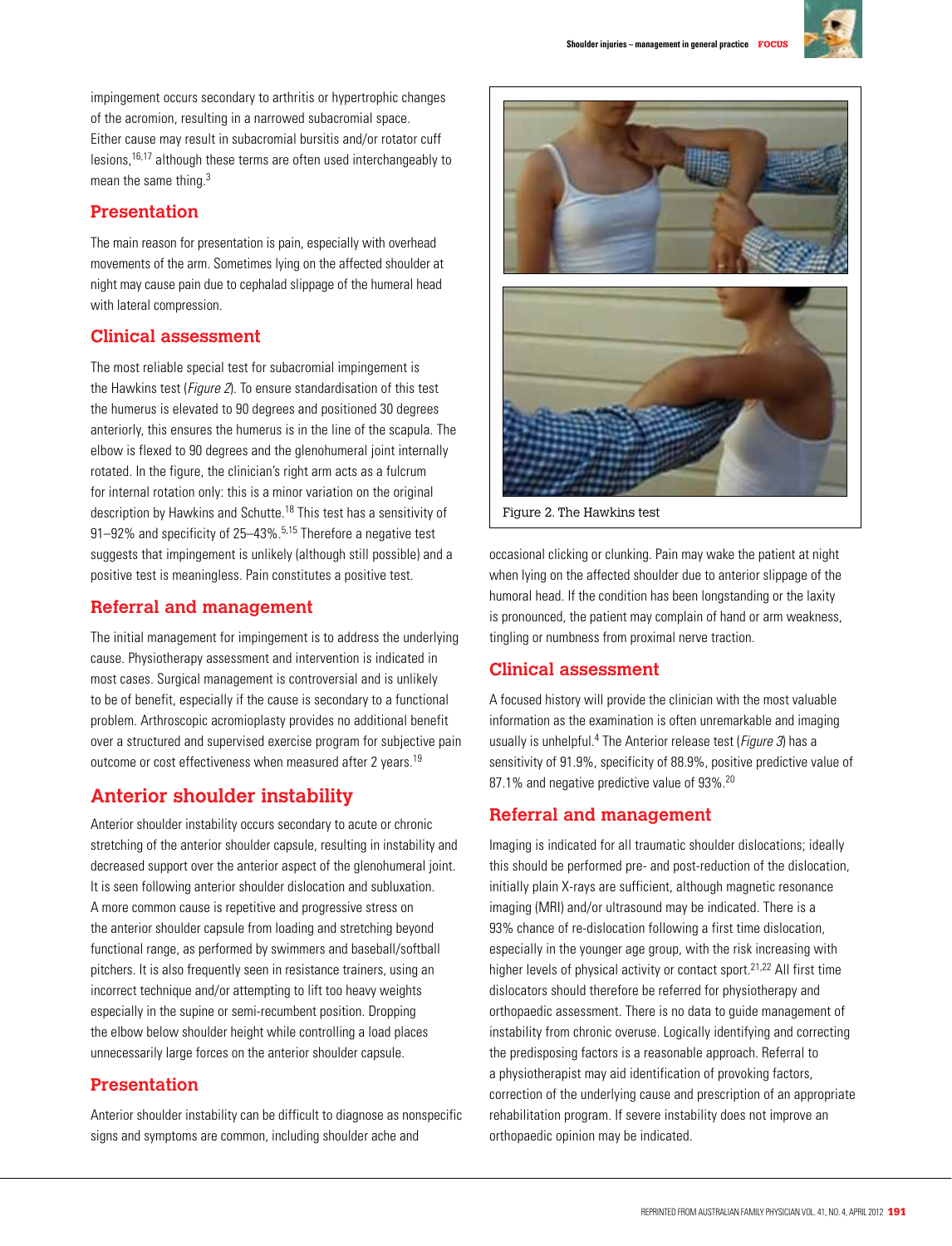impingement occurs secondary to arthritis or hypertrophic changes of the acromion, resulting in a narrowed subacromial space. Either cause may result in subacromial bursitis and/or rotator cuff lesions,[16,17] although these terms are often used interchangeably to mean the same thing.[3]

### Presentation

The main reason for presentation is pain, especially with overhead movements of the arm. Sometimes lying on the affected shoulder at night may cause pain due to cephalad slippage of the humeral head with lateral compression.

### Clinical assessment

The most reliable special test for subacromial impingement is the Hawkins test (*Figure 2*). To ensure standardisation of this test the humerus is elevated to 90 degrees and positioned 30 degrees anteriorly, this ensures the humerus is in the line of the scapula. The elbow is flexed to 90 degrees and the glenohumeral joint internally rotated. In the figure, the clinician's right arm acts as a fulcrum for internal rotation only: this is a minor variation on the original description by Hawkins and Schutte.[18] This test has a sensitivity of 91–92% and specificity of 25–43%.[5,15] Therefore a negative test suggests that impingement is unlikely (although still possible) and a positive test is meaningless. Pain constitutes a positive test.

### Referral and management

The initial management for impingement is to address the underlying cause. Physiotherapy assessment and intervention is indicated in most cases. Surgical management is controversial and is unlikely to be of benefit, especially if the cause is secondary to a functional problem. Arthroscopic acromioplasty provides no additional benefit over a structured and supervised exercise program for subjective pain outcome or cost effectiveness when measured after 2 years.[19]

## Anterior shoulder instability

Anterior shoulder instability occurs secondary to acute or chronic stretching of the anterior shoulder capsule, resulting in instability and decreased support over the anterior aspect of the glenohumeral joint. It is seen following anterior shoulder dislocation and subluxation. A more common cause is repetitive and progressive stress on the anterior shoulder capsule from loading and stretching beyond functional range, as performed by swimmers and baseball/softball pitchers. It is also frequently seen in resistance trainers, using an incorrect technique and/or attempting to lift too heavy weights especially in the supine or semi-recumbent position. Dropping the elbow below shoulder height while controlling a load places unnecessarily large forces on the anterior shoulder capsule.

### Presentation

Anterior shoulder instability can be difficult to diagnose as nonspecific signs and symptoms are common, including shoulder ache and occasional clicking or clunking. Pain may wake the patient at night when lying on the affected shoulder due to anterior slippage of the humoral head. If the condition has been longstanding or the laxity is pronounced, the patient may complain of hand or arm weakness, tingling or numbness from proximal nerve traction.

Figure 2. The Hawkins test

### Clinical assessment

A focused history will provide the clinician with the most valuable information as the examination is often unremarkable and imaging usually is unhelpful.[4] The Anterior release test (*Figure 3*) has a sensitivity of 91.9%, specificity of 88.9%, positive predictive value of 87.1% and negative predictive value of 93%.[20]

### Referral and management

Imaging is indicated for all traumatic shoulder dislocations; ideally this should be performed pre- and post-reduction of the dislocation, initially plain X-rays are sufficient, although magnetic resonance imaging (MRI) and/or ultrasound may be indicated. There is a 93% chance of re-dislocation following a first time dislocation, especially in the younger age group, with the risk increasing with higher levels of physical activity or contact sport.[21,22] All first time dislocators should therefore be referred for physiotherapy and orthopaedic assessment. There is no data to guide management of instability from chronic overuse. Logically identifying and correcting the predisposing factors is a reasonable approach. Referral to a physiotherapist may aid identification of provoking factors, correction of the underlying cause and prescription of an appropriate rehabilitation program. If severe instability does not improve an orthopaedic opinion may be indicated.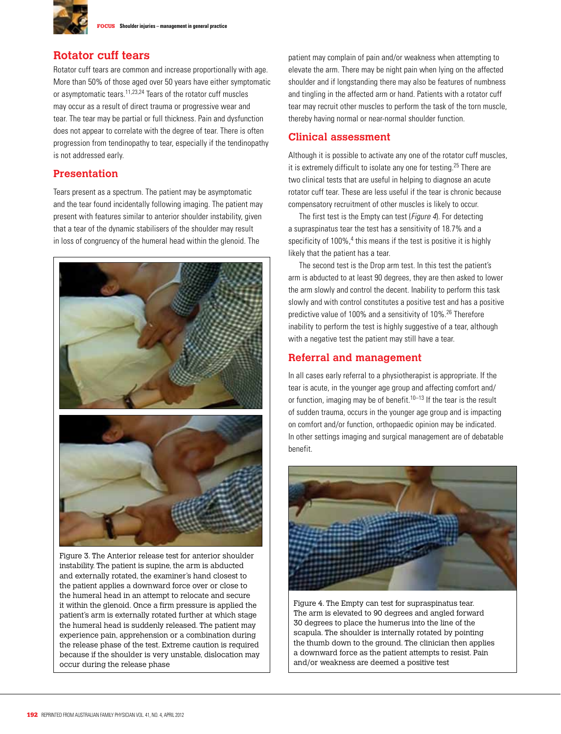## Rotator cuff tears

Rotator cuff tears are common and increase proportionally with age. More than 50% of those aged over 50 years have either symptomatic or asymptomatic tears.[11,23,24] Tears of the rotator cuff muscles may occur as a result of direct trauma or progressive wear and tear. The tear may be partial or full thickness. Pain and dysfunction does not appear to correlate with the degree of tear. There is often progression from tendinopathy to tear, especially if the tendinopathy is not addressed early.

### Presentation

Tears present as a spectrum. The patient may be asymptomatic and the tear found incidentally following imaging. The patient may present with features similar to anterior shoulder instability, given that a tear of the dynamic stabilisers of the shoulder may result in loss of congruency of the humeral head within the glenoid. The patient may complain of pain and/or weakness when attempting to elevate the arm. There may be night pain when lying on the affected shoulder and if longstanding there may also be features of numbness and tingling in the affected arm or hand. Patients with a rotator cuff tear may recruit other muscles to perform the task of the torn muscle, thereby having normal or near-normal shoulder function.

Figure 3. The Anterior release test for anterior shoulder instability. The patient is supine, the arm is abducted and externally rotated, the examiner's hand closest to the patient applies a downward force over or close to the humeral head in an attempt to relocate and secure it within the glenoid. Once a firm pressure is applied the patient's arm is externally rotated further at which stage the humeral head is suddenly released. The patient may experience pain, apprehension or a combination during the release phase of the test. Extreme caution is required because if the shoulder is very unstable, dislocation may occur during the release phase

### Clinical assessment

Although it is possible to activate any one of the rotator cuff muscles, it is extremely difficult to isolate any one for testing.[25] There are two clinical tests that are useful in helping to diagnose an acute rotator cuff tear. These are less useful if the tear is chronic because compensatory recruitment of other muscles is likely to occur.

The first test is the Empty can test (*Figure 4*). For detecting a supraspinatus tear the test has a sensitivity of 18.7% and a specificity of 100%,[4] this means if the test is positive it is highly likely that the patient has a tear.

The second test is the Drop arm test. In this test the patient's arm is abducted to at least 90 degrees, they are then asked to lower the arm slowly and control the decent. Inability to perform this task slowly and with control constitutes a positive test and has a positive predictive value of 100% and a sensitivity of 10%.[26] Therefore inability to perform the test is highly suggestive of a tear, although with a negative test the patient may still have a tear.

### Referral and management

In all cases early referral to a physiotherapist is appropriate. If the tear is acute, in the younger age group and affecting comfort and/or function, imaging may be of benefit.[10–13] If the tear is the result of sudden trauma, occurs in the younger age group and is impacting on comfort and/or function, orthopaedic opinion may be indicated. In other settings imaging and surgical management are of debatable benefit.

Figure 4. The Empty can test for supraspinatus tear. The arm is elevated to 90 degrees and angled forward 30 degrees to place the humerus into the line of the scapula. The shoulder is internally rotated by pointing the thumb down to the ground. The clinician then applies a downward force as the patient attempts to resist. Pain and/or weakness are deemed a positive test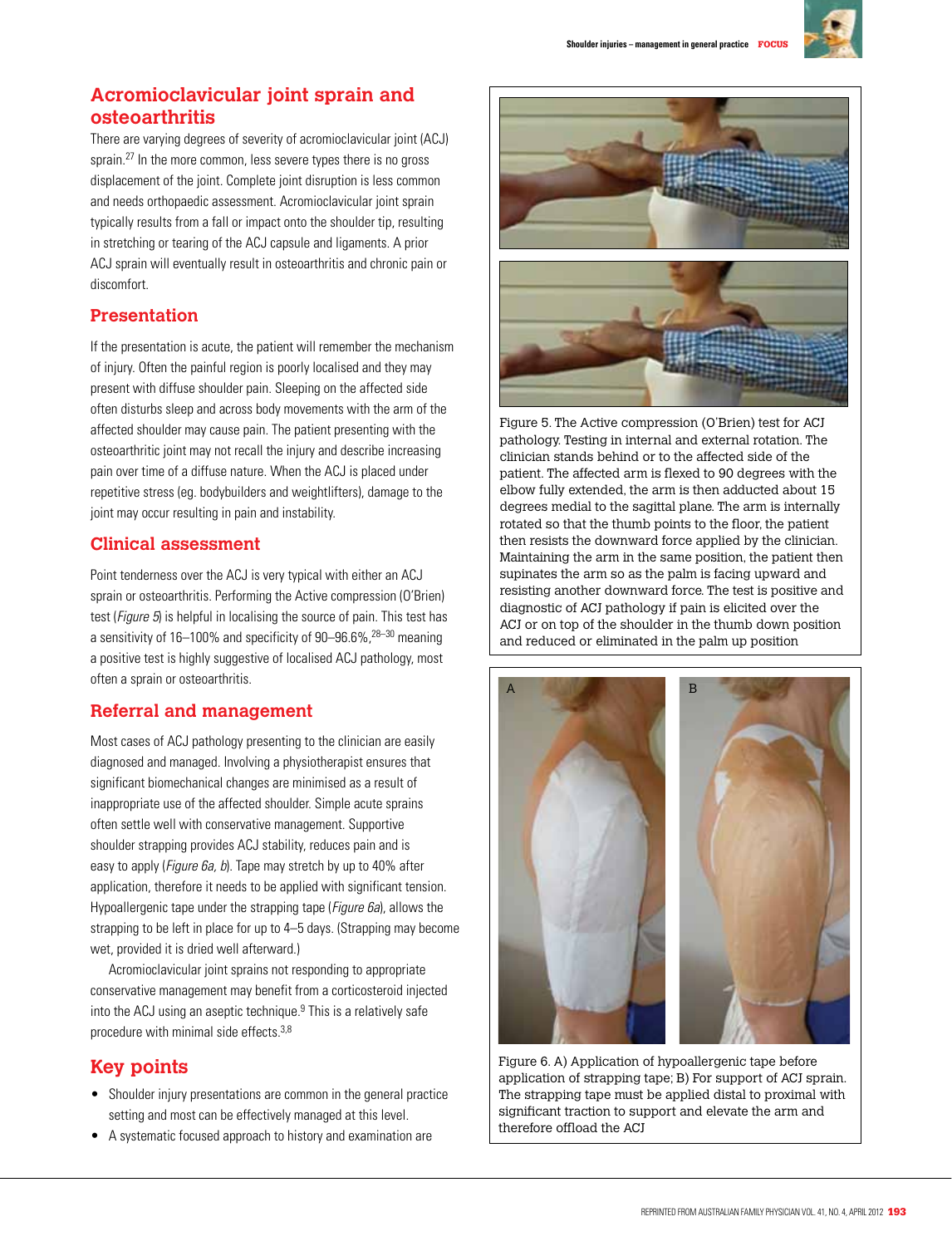## Acromioclavicular joint sprain and osteoarthritis

There are varying degrees of severity of acromioclavicular joint (ACJ) sprain.[27] In the more common, less severe types there is no gross displacement of the joint. Complete joint disruption is less common and needs orthopaedic assessment. Acromioclavicular joint sprain typically results from a fall or impact onto the shoulder tip, resulting in stretching or tearing of the ACJ capsule and ligaments. A prior ACJ sprain will eventually result in osteoarthritis and chronic pain or discomfort.

### Presentation

If the presentation is acute, the patient will remember the mechanism of injury. Often the painful region is poorly localised and they may present with diffuse shoulder pain. Sleeping on the affected side often disturbs sleep and across body movements with the arm of the affected shoulder may cause pain. The patient presenting with the osteoarthritic joint may not recall the injury and describe increasing pain over time of a diffuse nature. When the ACJ is placed under repetitive stress (eg. bodybuilders and weightlifters), damage to the joint may occur resulting in pain and instability.

### Clinical assessment

Point tenderness over the ACJ is very typical with either an ACJ sprain or osteoarthritis. Performing the Active compression (O'Brien) test (*Figure 5*) is helpful in localising the source of pain. This test has a sensitivity of 16–100% and specificity of 90–96.6%,[28–30] meaning a positive test is highly suggestive of localised ACJ pathology, most often a sprain or osteoarthritis.

Figure 5. The Active compression (O'Brien) test for ACJ pathology. Testing in internal and external rotation. The clinician stands behind or to the affected side of the patient. The affected arm is flexed to 90 degrees with the elbow fully extended, the arm is then adducted about 15 degrees medial to the sagittal plane. The arm is internally rotated so that the thumb points to the floor, the patient then resists the downward force applied by the clinician. Maintaining the arm in the same position, the patient then supinates the arm so as the palm is facing upward and resisting another downward force. The test is positive and diagnostic of ACJ pathology if pain is elicited over the ACJ or on top of the shoulder in the thumb down position and reduced or eliminated in the palm up position

### Referral and management

Most cases of ACJ pathology presenting to the clinician are easily diagnosed and managed. Involving a physiotherapist ensures that significant biomechanical changes are minimised as a result of inappropriate use of the affected shoulder. Simple acute sprains often settle well with conservative management. Supportive shoulder strapping provides ACJ stability, reduces pain and is easy to apply (*Figure 6a, b*). Tape may stretch by up to 40% after application, therefore it needs to be applied with significant tension. Hypoallergenic tape under the strapping tape (*Figure 6a*), allows the strapping to be left in place for up to 4–5 days. (Strapping may become wet, provided it is dried well afterward.)

Acromioclavicular joint sprains not responding to appropriate conservative management may benefit from a corticosteroid injected into the ACJ using an aseptic technique.[9] This is a relatively safe procedure with minimal side effects.[3,8]

Figure 6. A) Application of hypoallergenic tape before application of strapping tape; B) For support of ACJ sprain. The strapping tape must be applied distal to proximal with significant traction to support and elevate the arm and therefore offload the ACJ

## Key points

- Shoulder injury presentations are common in the general practice setting and most can be effectively managed at this level.
- A systematic focused approach to history and examination are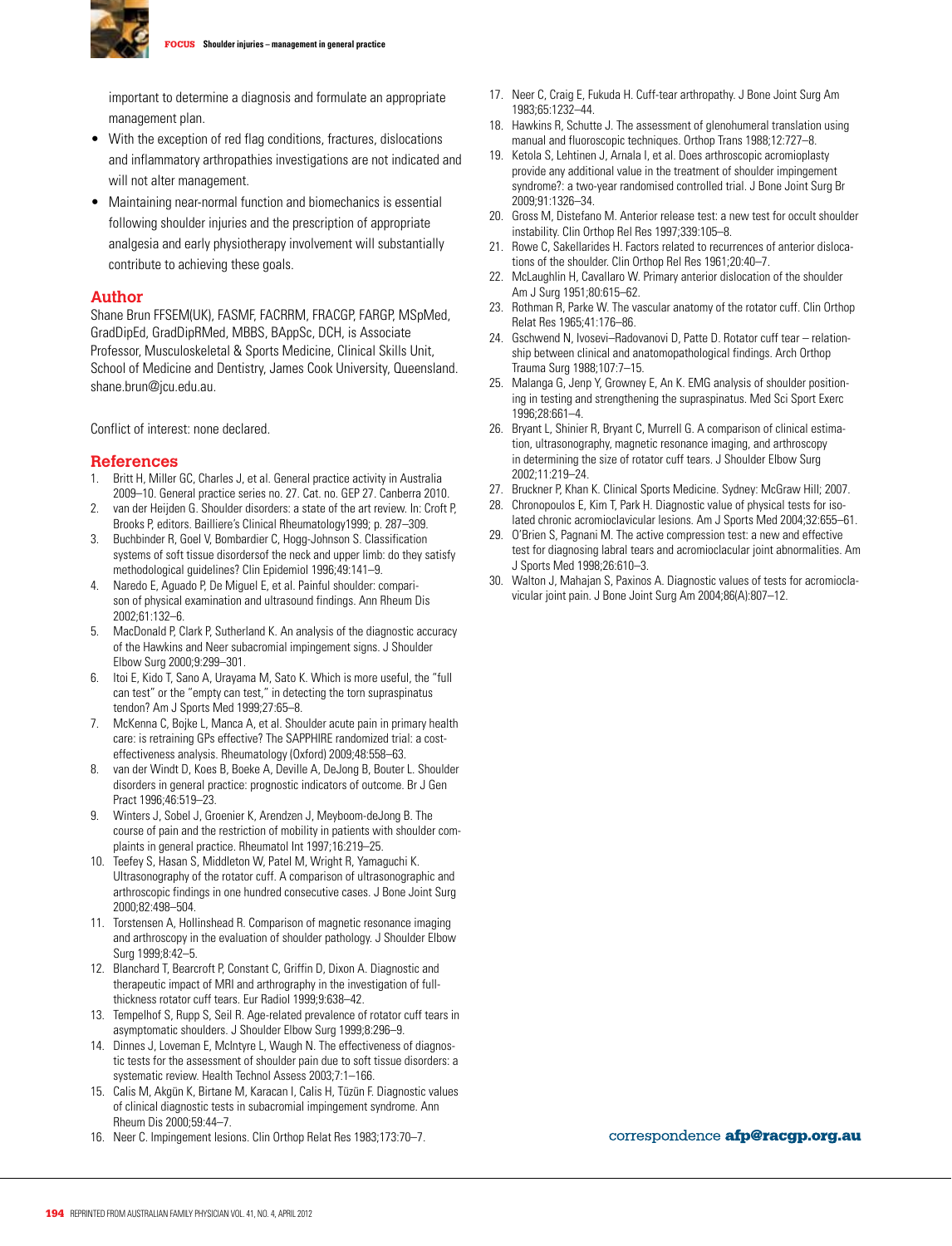important to determine a diagnosis and formulate an appropriate management plan.

- With the exception of red flag conditions, fractures, dislocations and inflammatory arthropathies investigations are not indicated and will not alter management.
- Maintaining near-normal function and biomechanics is essential following shoulder injuries and the prescription of appropriate analgesia and early physiotherapy involvement will substantially contribute to achieving these goals.

## Author

Shane Brun FFSEM(UK), FASMF, FACRRM, FRACGP, FARGP, MSpMed, GradDipEd, GradDipRMed, MBBS, BAppSc, DCH, is Associate Professor, Musculoskeletal & Sports Medicine, Clinical Skills Unit, School of Medicine and Dentistry, James Cook University, Queensland. shane.brun@jcu.edu.au.

Conflict of interest: none declared.

## References

1. Britt H, Miller GC, Charles J, et al. General practice activity in Australia 2009–10. General practice series no. 27. Cat. no. GEP 27. Canberra 2010.
2. van der Heijden G. Shoulder disorders: a state of the art review. In: Croft P, Brooks P, editors. Bailliere's Clinical Rheumatology1999; p. 287–309.
3. Buchbinder R, Goel V, Bombardier C, Hogg-Johnson S. Classification systems of soft tissue disordersof the neck and upper limb: do they satisfy methodological guidelines? Clin Epidemiol 1996;49:141–9.
4. Naredo E, Aguado P, De Miguel E, et al. Painful shoulder: comparison of physical examination and ultrasound findings. Ann Rheum Dis 2002;61:132–6.
5. MacDonald P, Clark P, Sutherland K. An analysis of the diagnostic accuracy of the Hawkins and Neer subacromial impingement signs. J Shoulder Elbow Surg 2000;9:299–301.
6. Itoi E, Kido T, Sano A, Urayama M, Sato K. Which is more useful, the "full can test" or the "empty can test," in detecting the torn supraspinatus tendon? Am J Sports Med 1999;27:65–8.
7. McKenna C, Bojke L, Manca A, et al. Shoulder acute pain in primary health care: is retraining GPs effective? The SAPPHIRE randomized trial: a cost-effectiveness analysis. Rheumatology (Oxford) 2009;48:558–63.
8. van der Windt D, Koes B, Boeke A, Deville A, DeJong B, Bouter L. Shoulder disorders in general practice: prognostic indicators of outcome. Br J Gen Pract 1996;46:519–23.
9. Winters J, Sobel J, Groenier K, Arendzen J, Meyboom-deJong B. The course of pain and the restriction of mobility in patients with shoulder complaints in general practice. Rheumatol Int 1997;16:219–25.
10. Teefey S, Hasan S, Middleton W, Patel M, Wright R, Yamaguchi K. Ultrasonography of the rotator cuff. A comparison of ultrasonographic and arthroscopic findings in one hundred consecutive cases. J Bone Joint Surg 2000;82:498–504.
11. Torstensen A, Hollinshead R. Comparison of magnetic resonance imaging and arthroscopy in the evaluation of shoulder pathology. J Shoulder Elbow Surg 1999;8:42–5.
12. Blanchard T, Bearcroft P, Constant C, Griffin D, Dixon A. Diagnostic and therapeutic impact of MRI and arthrography in the investigation of full-thickness rotator cuff tears. Eur Radiol 1999;9:638–42.
13. Tempelhof S, Rupp S, Seil R. Age-related prevalence of rotator cuff tears in asymptomatic shoulders. J Shoulder Elbow Surg 1999;8:296–9.
14. Dinnes J, Loveman E, McIntyre L, Waugh N. The effectiveness of diagnostic tests for the assessment of shoulder pain due to soft tissue disorders: a systematic review. Health Technol Assess 2003;7:1–166.
15. Calis M, Akgün K, Birtane M, Karacan I, Calis H, Tüzün F. Diagnostic values of clinical diagnostic tests in subacromial impingement syndrome. Ann Rheum Dis 2000;59:44–7.
16. Neer C. Impingement lesions. Clin Orthop Relat Res 1983;173:70–7.
17. Neer C, Craig E, Fukuda H. Cuff-tear arthropathy. J Bone Joint Surg Am 1983;65:1232–44.
18. Hawkins R, Schutte J. The assessment of glenohumeral translation using manual and fluoroscopic techniques. Orthop Trans 1988;12:727–8.
19. Ketola S, Lehtinen J, Arnala I, et al. Does arthroscopic acromioplasty provide any additional value in the treatment of shoulder impingement syndrome?: a two-year randomised controlled trial. J Bone Joint Surg Br 2009;91:1326–34.
20. Gross M, Distefano M. Anterior release test: a new test for occult shoulder instability. Clin Orthop Rel Res 1997;339:105–8.
21. Rowe C, Sakellarides H. Factors related to recurrences of anterior dislocations of the shoulder. Clin Orthop Rel Res 1961;20:40–7.
22. McLaughlin H, Cavallaro W. Primary anterior dislocation of the shoulder Am J Surg 1951;80:615–62.
23. Rothman R, Parke W. The vascular anatomy of the rotator cuff. Clin Orthop Relat Res 1965;41:176–86.
24. Gschwend N, Ivosevi–Radovanovi D, Patte D. Rotator cuff tear – relationship between clinical and anatomopathological findings. Arch Orthop Trauma Surg 1988;107:7–15.
25. Malanga G, Jenp Y, Growney E, An K. EMG analysis of shoulder positioning in testing and strengthening the supraspinatus. Med Sci Sport Exerc 1996;28:661–4.
26. Bryant L, Shinier R, Bryant C, Murrell G. A comparison of clinical estimation, ultrasonography, magnetic resonance imaging, and arthroscopy in determining the size of rotator cuff tears. J Shoulder Elbow Surg 2002;11:219–24.
27. Bruckner P, Khan K. Clinical Sports Medicine. Sydney: McGraw Hill; 2007.
28. Chronopoulos E, Kim T, Park H. Diagnostic value of physical tests for isolated chronic acromioclavicular lesions. Am J Sports Med 2004;32:655–61.
29. O'Brien S, Pagnani M. The active compression test: a new and effective test for diagnosing labral tears and acromioclacular joint abnormalities. Am J Sports Med 1998;26:610–3.
30. Walton J, Mahajan S, Paxinos A. Diagnostic values of tests for acromioclavicular joint pain. J Bone Joint Surg Am 2004;86(A):807–12.

correspondence **afp@racgp.org.au**